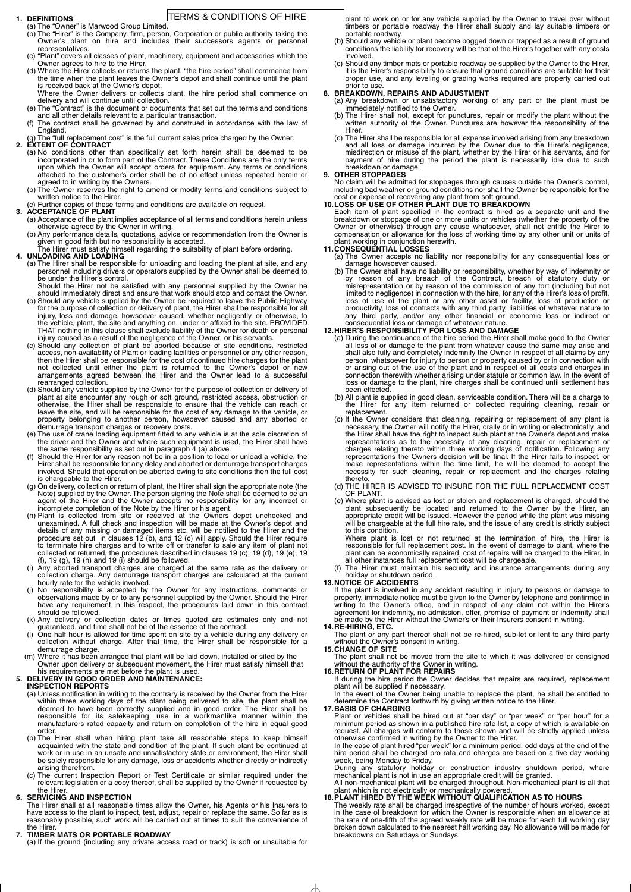# TERMS & CONDITIONS OF HIRE

## 1. DEFINITIONS

(a) The "Owner" is Marwood Group Limited.

(b) The "Hirer" is the Company, firm, person, Corporation or public authority taking the Owner's plant on hire and includes their successors agents or personal representatives.

(c) "Plant" covers all classes of plant, machinery, equipment and accessories which the Owner agrees to hire to the Hirer.

(d) Where the Hirer collects or returns the plant, "the hire period" shall commence from the time when the plant leaves the Owner's depot and shall continue until the plant is received back at the Owner's depot.
Where the Owner delivers or collects plant, the hire period shall commence on delivery and will continue until collection.

(e) The "Contract" is the document or documents that set out the terms and conditions and all other details relevant to a particular transaction.

(f) The contract shall be governed by and construed in accordance with the law of England.

(g) The "full replacement cost" is the full current sales price charged by the Owner.

## 2. EXTENT OF CONTRACT

(a) No conditions other than specifically set forth herein shall be deemed to be incorporated in or to form part of the Contract. These Conditions are the only terms upon which the Owner will accept orders for equipment. Any terms or conditions attached to the customer's order shall be of no effect unless repeated herein or agreed to in writing by the Owners.

(b) The Owner reserves the right to amend or modify terms and conditions subject to written notice to the Hirer.

(c) Further copies of these terms and conditions are available on request.

## 3. ACCEPTANCE OF PLANT

(a) Acceptance of the plant implies acceptance of all terms and conditions herein unless otherwise agreed by the Owner in writing.

(b) Any performance details, quotations, advice or recommendation from the Owner is given in good faith but no responsibility is accepted.
The Hirer must satisfy himself regarding the suitability of plant before ordering.

## 4. UNLOADING AND LOADING

(a) The Hirer shall be responsible for unloading and loading the plant at site, and any personnel including drivers or operators supplied by the Owner shall be deemed to be under the Hirer's control.
Should the Hirer not be satisfied with any personnel supplied by the Owner he should immediately direct and ensure that work should stop and contact the Owner.

(b) Should any vehicle supplied by the Owner be required to leave the Public Highway for the purpose of collection or delivery of plant, the Hirer shall be responsible for all injury, loss and damage, howsoever caused, whether negligently, or otherwise, to the vehicle, plant, the site and anything on, under or affixed to the site. PROVIDED THAT nothing in this clause shall exclude liability of the Owner for death or personal injury caused as a result of the negligence of the Owner, or his servants.

(c) Should any collection of plant be aborted because of site conditions, restricted access, non-availability of Plant or loading facilities or personnel or any other reason, then the Hirer shall be responsible for the cost of continued hire charges for the plant not collected until either the plant is returned to the Owner's depot or new arrangements agreed between the Hirer and the Owner lead to a successful rearranged collection.

(d) Should any vehicle supplied by the Owner for the purpose of collection or delivery of plant at site encounter any rough or soft ground, restricted access, obstruction or otherwise, the Hirer shall be responsible to ensure that the vehicle can reach or leave the site, and will be responsible for the cost of any damage to the vehicle, or property belonging to another person, howsoever caused and any aborted or demurrage transport charges or recovery costs.

(e) The use of crane loading equipment fitted to any vehicle is at the sole discretion of the driver and the Owner and where such equipment is used, the Hirer shall have the same responsibility as set out in paragraph 4 (a) above.

(f) Should the Hirer for any reason not be in a position to load or unload a vehicle, the Hirer shall be responsible for any delay and aborted or demurrage transport charges involved. Should that operation be aborted owing to site conditions then the full cost is chargeable to the Hirer.

(g) On delivery, collection or return of plant, the Hirer shall sign the appropriate note (the Note) supplied by the Owner. The person signing the Note shall be deemed to be an agent of the Hirer and the Owner accepts no responsibility for any incorrect or incomplete completion of the Note by the Hirer or his agent.

(h) Plant is collected from site or received at the Owners depot unchecked and unexamined. A full check and inspection will be made at the Owner's depot and details of any missing or damaged items etc. will be notified to the Hirer and the procedure set out in clauses 12 (b), and 12 (c) will apply. Should the Hirer require to terminate hire charges and to write off or transfer to sale any item of plant not collected or returned, the procedures described in clauses 19 (c), 19 (d), 19 (e), 19 (f), 19 (g), 19 (h) and 19 (i) should be followed.

(i) Any aborted transport charges are charged at the same rate as the delivery or collection charge. Any demurrage transport charges are calculated at the current hourly rate for the vehicle involved.

(j) No responsibility is accepted by the Owner for any instructions, comments or observations made by or to any personnel supplied by the Owner. Should the Hirer have any requirement in this respect, the procedures laid down in this contract should be followed.

(k) Any delivery or collection dates or times quoted are estimates only and not guaranteed, and time shall not be of the essence of the contract.

(l) One half hour is allowed for time spent on site by a vehicle during any delivery or collection without charge. After that time, the Hirer shall be responsible for a demurrage charge.

(m) Where it has been arranged that plant will be laid down, installed or sited by the Owner upon delivery or subsequent movement, the Hirer must satisfy himself that his requirements are met before the plant is used.

## 5. DELIVERY IN GOOD ORDER AND MAINTENANCE: INSPECTION REPORTS

(a) Unless notification in writing to the contrary is received by the Owner from the Hirer within three working days of the plant being delivered to site, the plant shall be deemed to have been correctly supplied and in good order. The Hirer shall be responsible for its safekeeping, use in a workmanlike manner within the manufacturers rated capacity and return on completion of the hire in equal good order.

(b) The Hirer shall when hiring plant take all reasonable steps to keep himself acquainted with the state and condition of the plant. If such plant be continued at work or in use in an unsafe and unsatisfactory state or environment, the Hirer shall be solely responsible for any damage, loss or accidents whether directly or indirectly arising therefrom.

(c) The current Inspection Report or Test Certificate or similar required under the relevant legislation or a copy thereof, shall be supplied by the Owner if requested by the Hirer.

## 6. SERVICING AND INSPECTION

The Hirer shall at all reasonable times allow the Owner, his Agents or his Insurers to have access to the plant to inspect, test, adjust, repair or replace the same. So far as is reasonably possible, such work will be carried out at times to suit the convenience of the Hirer.

## 7. TIMBER MATS OR PORTABLE ROADWAY

(a) If the ground (including any private access road or track) is soft or unsuitable for plant to work on or for any vehicle supplied by the Owner to travel over without timbers or portable roadway the Hirer shall supply and lay suitable timbers or portable roadway.

(b) Should any vehicle or plant become bogged down or trapped as a result of ground conditions the liability for recovery will be that of the Hirer's together with any costs involved.

(c) Should any timber mats or portable roadway be supplied by the Owner to the Hirer, it is the Hirer's responsibility to ensure that ground conditions are suitable for their proper use, and any leveling or grading works required are properly carried out prior to use.

## 8. BREAKDOWN, REPAIRS AND ADJUSTMENT

(a) Any breakdown or unsatisfactory working of any part of the plant must be immediately notified to the Owner.

(b) The Hirer shall not, except for punctures, repair or modify the plant without the written authority of the Owner. Punctures are however the responsibility of the Hirer.

(c) The Hirer shall be responsible for all expense involved arising from any breakdown and all loss or damage incurred by the Owner due to the Hirer's negligence, misdirection or misuse of the plant, whether by the Hirer or his servants, and for payment of hire during the period the plant is necessarily idle due to such breakdown or damage.

## 9. OTHER STOPPAGES

No claim will be admitted for stoppages through causes outside the Owner's control, including bad weather or ground conditions nor shall the Owner be responsible for the cost or expense of recovering any plant from soft ground.

## 10. LOSS OF USE OF OTHER PLANT DUE TO BREAKDOWN

Each item of plant specified in the contract is hired as a separate unit and the breakdown or stoppage of one or more units or vehicles (whether the property of the Owner or otherwise) through any cause whatsoever, shall not entitle the Hirer to compensation or allowance for the loss of working time by any other unit or units of plant working in conjunction herewith.

## 11. CONSEQUENTIAL LOSSES

(a) The Owner accepts no liability nor responsibility for any consequential loss or damage howsoever caused.

(b) The Owner shall have no liability or responsibility, whether by way of indemnity or by reason of any breach of the Contract, breach of statutory duty or misrepresentation or by reason of the commission of any tort (including but not limited to negligence) in connection with the hire, for any of the Hirer's loss of profit, loss of use of the plant or any other asset or facility, loss of production or productivity, loss of contracts with any third party, liabilities of whatever nature to any third party, and/or any other financial or economic loss or indirect or consequential loss or damage of whatever nature.

## 12. HIRER'S RESPONSIBILITY FOR LOSS AND DAMAGE

(a) During the continuance of the hire period the Hirer shall make good to the Owner all loss of or damage to the plant from whatever cause the same may arise and shall also fully and completely indemnify the Owner in respect of all claims by any person whatsoever for injury to person or property caused by or in connection with or arising out of the use of the plant and in respect of all costs and charges in connection therewith whether arising under statute or common law. In the event of loss or damage to the plant, hire charges shall be continued until settlement has been effected.

(b) All plant is supplied in good clean, serviceable condition. There will be a charge to the Hirer for any item returned or collected requiring cleaning, repair or replacement.

(c) If the Owner considers that cleaning, repairing or replacement of any plant is necessary, the Owner will notify the Hirer, orally or in writing or electronically, and the Hirer shall have the right to inspect such plant at the Owner's depot and make representations as to the necessity of any cleaning, repair or replacement or charges relating thereto within three working days of notification. Following any representations the Owners decision will be final. If the Hirer fails to inspect, or make representations within the time limit, he will be deemed to accept the necessity for such cleaning, repair or replacement and the charges relating thereto.

(d) THE HIRER IS ADVISED TO INSURE FOR THE FULL REPLACEMENT COST OF PLANT.

(e) Where plant is advised as lost or stolen and replacement is charged, should the plant subsequently be located and returned to the Owner by the Hirer, an appropriate credit will be issued. However the period while the plant was missing will be chargeable at the full hire rate, and the issue of any credit is strictly subject to this condition.
Where plant is lost or not returned at the termination of hire, the Hirer is responsible for full replacement cost. In the event of damage to plant, where the plant can be economically repaired, cost of repairs will be charged to the Hirer. In all other instances full replacement cost will be chargeable.

(f) The Hirer must maintain his security and insurance arrangements during any holiday or shutdown period.

## 13. NOTICE OF ACCIDENTS

If the plant is involved in any accident resulting in injury to persons or damage to property, immediate notice must be given to the Owner by telephone and confirmed in writing to the Owner's office, and in respect of any claim not within the Hirer's agreement for indemnity, no admission, offer, promise of payment or indemnity shall be made by the Hirer without the Owner's or their Insurers consent in writing.

## 14. RE-HIRING, ETC.

The plant or any part thereof shall not be re-hired, sub-let or lent to any third party without the Owner's consent in writing.

## 15. CHANGE OF SITE

The plant shall not be moved from the site to which it was delivered or consigned without the authority of the Owner in writing.

## 16. RETURN OF PLANT FOR REPAIRS

If during the hire period the Owner decides that repairs are required, replacement plant will be supplied if necessary.
In the event of the Owner being unable to replace the plant, he shall be entitled to determine the Contract forthwith by giving written notice to the Hirer.

## 17. BASIS OF CHARGING

Plant or vehicles shall be hired out at "per day" or "per week" or "per hour" for a minimum period as shown in a published hire rate list, a copy of which is available on request. All charges will conform to those shown and will be strictly applied unless otherwise confirmed in writing by the Owner to the Hirer.
In the case of plant hired "per week" for a minimum period, odd days at the end of the hire period shall be charged pro rata and charges are based on a five day working week, being Monday to Friday.
During any statutory holiday or construction industry shutdown period, where mechanical plant is not in use an appropriate credit will be granted.
All non-mechanical plant will be charged throughout. Non-mechanical plant is all that plant which is not electrically or mechanically powered.

## 18. PLANT HIRED BY THE WEEK WITHOUT QUALIFICATION AS TO HOURS

The weekly rate shall be charged irrespective of the number of hours worked, except in the case of breakdown for which the Owner is responsible when an allowance at the rate of one-fifth of the agreed weekly rate will be made for each full working day broken down calculated to the nearest half working day. No allowance will be made for breakdowns on Saturdays or Sundays.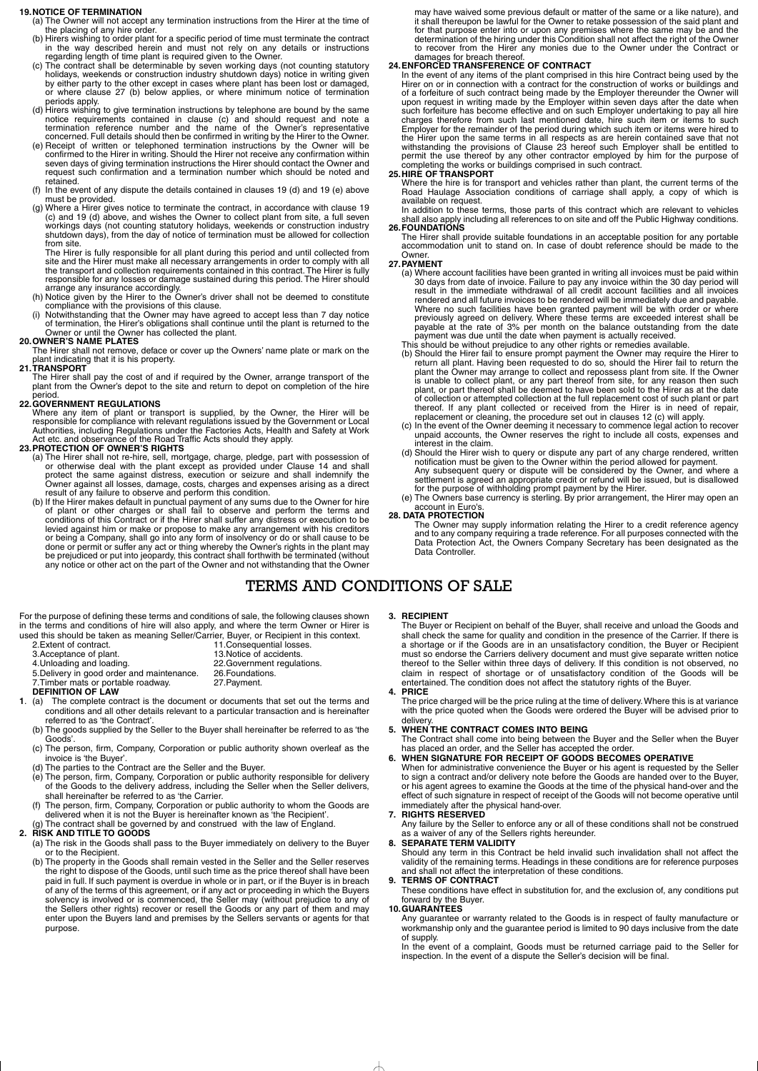**19. NOTICE OF TERMINATION**

(a) The Owner will not accept any termination instructions from the Hirer at the time of the placing of any hire order.

(b) Hirers wishing to order plant for a specific period of time must terminate the contract in the way described herein and must not rely on any details or instructions regarding length of time plant is required given to the Owner.

(c) The contract shall be determinable by seven working days (not counting statutory holidays, weekends or construction industry shutdown days) notice in writing given by either party to the other except in cases where plant has been lost or damaged, or where clause 27 (b) below applies, or where minimum notice of termination periods apply.

(d) Hirers wishing to give termination instructions by telephone are bound by the same notice requirements contained in clause (c) and should request and note a termination reference number and the name of the Owner's representative concerned. Full details should then be confirmed in writing by the Hirer to the Owner.

(e) Receipt of written or telephoned termination instructions by the Owner will be confirmed to the Hirer in writing. Should the Hirer not receive any confirmation within seven days of giving termination instructions the Hirer should contact the Owner and request such confirmation and a termination number which should be noted and retained.

(f) In the event of any dispute the details contained in clauses 19 (d) and 19 (e) above must be provided.

(g) Where a Hirer gives notice to terminate the contract, in accordance with clause 19 (c) and 19 (d) above, and wishes the Owner to collect plant from site, a full seven workings days (not counting statutory holidays, weekends or construction industry shutdown days), from the day of notice of termination must be allowed for collection from site.

The Hirer is fully responsible for all plant during this period and until collected from site and the Hirer must make all necessary arrangements in order to comply with all the transport and collection requirements contained in this contract. The Hirer is fully responsible for any losses or damage sustained during this period. The Hirer should arrange any insurance accordingly.

(h) Notice given by the Hirer to the Owner's driver shall not be deemed to constitute compliance with the provisions of this clause.

(i) Notwithstanding that the Owner may have agreed to accept less than 7 day notice of termination, the Hirer's obligations shall continue until the plant is returned to the Owner or until the Owner has collected the plant.

**20. OWNER'S NAME PLATES**

The Hirer shall not remove, deface or cover up the Owners' name plate or mark on the plant indicating that it is his property.

**21. TRANSPORT**

The Hirer shall pay the cost of and if required by the Owner, arrange transport of the plant from the Owner's depot to the site and return to depot on completion of the hire period.

**22. GOVERNMENT REGULATIONS**

Where any item of plant or transport is supplied, by the Owner, the Hirer will be responsible for compliance with relevant regulations issued by the Government or Local Authorities, including Regulations under the Factories Acts, Health and Safety at Work Act etc. and observance of the Road Traffic Acts should they apply.

**23. PROTECTION OF OWNER'S RIGHTS**

(a) The Hirer shall not re-hire, sell, mortgage, charge, pledge, part with possession of or otherwise deal with the plant except as provided under Clause 14 and shall protect the same against distress, execution or seizure and shall indemnify the Owner against all losses, damage, costs, charges and expenses arising as a direct result of any failure to observe and perform this condition.

(b) If the Hirer makes default in punctual payment of any sums due to the Owner for hire of plant or other charges or shall fail to observe and perform the terms and conditions of this Contract or if the Hirer shall suffer any distress or execution to be levied against him or make or propose to make any arrangement with his creditors or being a Company, shall go into any form of insolvency or do or shall cause to be done or permit or suffer any act or thing whereby the Owner's rights in the plant may be prejudiced or put into jeopardy, this contract shall forthwith be terminated (without any notice or other act on the part of the Owner and not withstanding that the Owner may have waived some previous default or matter of the same or a like nature), and it shall thereupon be lawful for the Owner to retake possession of the said plant and for that purpose enter into or upon any premises where the same may be and the determination of the hiring under this Condition shall not affect the right of the Owner to recover from the Hirer any monies due to the Owner under the Contract or damages for breach thereof.

**24. ENFORCED TRANSFERENCE OF CONTRACT**

In the event of any items of the plant comprised in this hire Contract being used by the Hirer on or in connection with a contract for the construction of works or buildings and of a forfeiture of such contract being made by the Employer thereunder the Owner will upon request in writing made by the Employer within seven days after the date when such forfeiture has become effective and on such Employer undertaking to pay all hire charges therefore from such last mentioned date, hire such item or items to such Employer for the remainder of the period during which such item or items were hired to the Hirer upon the same terms in all respects as are herein contained save that not withstanding the provisions of Clause 23 hereof such Employer shall be entitled to permit the use thereof by any other contractor employed by him for the purpose of completing the works or buildings comprised in such contract.

**25. HIRE OF TRANSPORT**

Where the hire is for transport and vehicles rather than plant, the current terms of the Road Haulage Association conditions of carriage shall apply, a copy of which is available on request.

In addition to these terms, those parts of this contract which are relevant to vehicles shall also apply including all references to on site and off the Public Highway conditions.

**26. FOUNDATIONS**

The Hirer shall provide suitable foundations in an acceptable position for any portable accommodation unit to stand on. In case of doubt reference should be made to the Owner.

**27. PAYMENT**

(a) Where account facilities have been granted in writing all invoices must be paid within 30 days from date of invoice. Failure to pay any invoice within the 30 day period will result in the immediate withdrawal of all credit account facilities and all invoices rendered and all future invoices to be rendered will be immediately due and payable. Where no such facilities have been granted payment will be with order or where previously agreed on delivery. Where these terms are exceeded interest shall be payable at the rate of 3% per month on the balance outstanding from the date payment was due until the date when payment is actually received.

This should be without prejudice to any other rights or remedies available.

(b) Should the Hirer fail to ensure prompt payment the Owner may require the Hirer to return all plant. Having been requested to do so, should the Hirer fail to return the plant the Owner may arrange to collect and repossess plant from site. If the Owner is unable to collect plant, or any part thereof from site, for any reason then such plant, or part thereof shall be deemed to have been sold to the Hirer as at the date of collection or attempted collection at the full replacement cost of such plant or part thereof. If any plant collected or received from the Hirer is in need of repair, replacement or cleaning, the procedure set out in clauses 12 (c) will apply.

(c) In the event of the Owner deeming it necessary to commence legal action to recover unpaid accounts, the Owner reserves the right to include all costs, expenses and interest in the claim.

(d) Should the Hirer wish to query or dispute any part of any charge rendered, written notification must be given to the Owner within the period allowed for payment.

Any subsequent query or dispute will be considered by the Owner, and where a settlement is agreed an appropriate credit or refund will be issued, but is disallowed for the purpose of withholding prompt payment by the Hirer.

(e) The Owners base currency is sterling. By prior arrangement, the Hirer may open an account in Euro's.

**28. DATA PROTECTION**

The Owner may supply information relating the Hirer to a credit reference agency and to any company requiring a trade reference. For all purposes connected with the Data Protection Act, the Owners Company Secretary has been designated as the Data Controller.

# TERMS AND CONDITIONS OF SALE

For the purpose of defining these terms and conditions of sale, the following clauses shown in the terms and conditions of hire will also apply, and where the term Owner or Hirer is used this should be taken as meaning Seller/Carrier, Buyer, or Recipient in this context.

| | |
|---|---|
| 2. Extent of contract. | 11. Consequential losses. |
| 3. Acceptance of plant. | 13. Notice of accidents. |
| 4. Unloading and loading. | 22. Government regulations. |
| 5. Delivery in good order and maintenance. | 26. Foundations. |
| 7. Timber mats or portable roadway. | 27. Payment. |

**DEFINITION OF LAW**

**1.** (a) The complete contract is the document or documents that set out the terms and conditions and all other details relevant to a particular transaction and is hereinafter referred to as 'the Contract'.

(b) The goods supplied by the Seller to the Buyer shall hereinafter be referred to as 'the Goods'.

(c) The person, firm, Company, Corporation or public authority shown overleaf as the invoice is 'the Buyer'.

(d) The parties to the Contract are the Seller and the Buyer.

(e) The person, firm, Company, Corporation or public authority responsible for delivery of the Goods to the delivery address, including the Seller when the Seller delivers, shall hereinafter be referred to as 'the Carrier.

(f) The person, firm, Company, Corporation or public authority to whom the Goods are delivered when it is not the Buyer is hereinafter known as 'the Recipient'.

(g) The contract shall be governed by and construed with the law of England.

**2. RISK AND TITLE TO GOODS**

(a) The risk in the Goods shall pass to the Buyer immediately on delivery to the Buyer or to the Recipient.

(b) The property in the Goods shall remain vested in the Seller and the Seller reserves the right to dispose of the Goods, until such time as the price thereof shall have been paid in full. If such payment is overdue in whole or in part, or if the Buyer is in breach of any of the terms of this agreement, or if any act or proceeding in which the Buyers solvency is involved or is commenced, the Seller may (without prejudice to any of the Sellers other rights) recover or resell the Goods or any part of them and may enter upon the Buyers land and premises by the Sellers servants or agents for that purpose.

**3. RECIPIENT**

The Buyer or Recipient on behalf of the Buyer, shall receive and unload the Goods and shall check the same for quality and condition in the presence of the Carrier. If there is a shortage or if the Goods are in an unsatisfactory condition, the Buyer or Recipient must so endorse the Carriers delivery document and must give separate written notice thereof to the Seller within three days of delivery. If this condition is not observed, no claim in respect of shortage or of unsatisfactory condition of the Goods will be entertained. The condition does not affect the statutory rights of the Buyer.

**4. PRICE**

The price charged will be the price ruling at the time of delivery. Where this is at variance with the price quoted when the Goods were ordered the Buyer will be advised prior to delivery.

**5. WHEN THE CONTRACT COMES INTO BEING**

The Contract shall come into being between the Buyer and the Seller when the Buyer has placed an order, and the Seller has accepted the order.

**6. WHEN SIGNATURE FOR RECEIPT OF GOODS BECOMES OPERATIVE**

When for administrative convenience the Buyer or his agent is requested by the Seller to sign a contract and/or delivery note before the Goods are handed over to the Buyer, or his agent agrees to examine the Goods at the time of the physical hand-over and the effect of such signature in respect of receipt of the Goods will not become operative until immediately after the physical hand-over.

**7. RIGHTS RESERVED**

Any failure by the Seller to enforce any or all of these conditions shall not be construed as a waiver of any of the Sellers rights hereunder.

**8. SEPARATE TERM VALIDITY**

Should any term in this Contract be held invalid such invalidation shall not affect the validity of the remaining terms. Headings in these conditions are for reference purposes and shall not affect the interpretation of these conditions.

**9. TERMS OF CONTRACT**

These conditions have effect in substitution for, and the exclusion of, any conditions put forward by the Buyer.

**10. GUARANTEES**

Any guarantee or warranty related to the Goods is in respect of faulty manufacture or workmanship only and the guarantee period is limited to 90 days inclusive from the date of supply.

In the event of a complaint, Goods must be returned carriage paid to the Seller for inspection. In the event of a dispute the Seller's decision will be final.